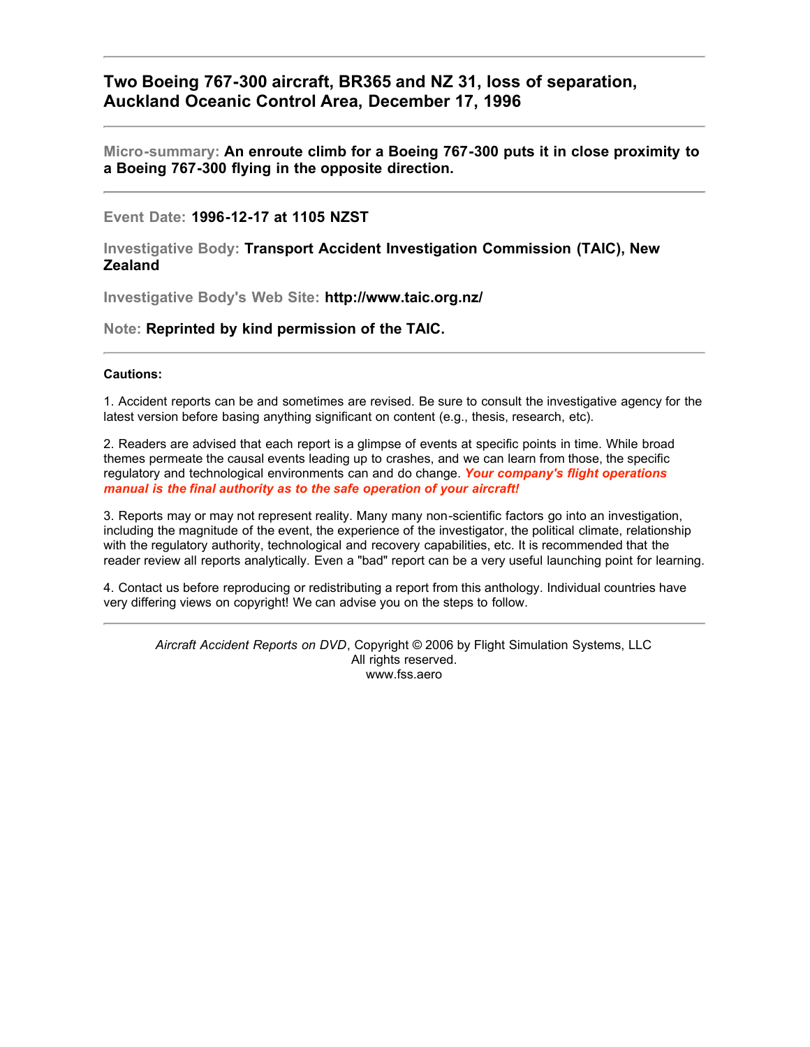# Two Boeing 767-300 aircraft, BR365 and NZ 31, loss of separation, Auckland Oceanic Control Area, December 17, 1996

---

**Micro-summary: An enroute climb for a Boeing 767-300 puts it in close proximity to a Boeing 767-300 flying in the opposite direction.**

---

**Event Date: 1996-12-17 at 1105 NZST**

**Investigative Body: Transport Accident Investigation Commission (TAIC), New Zealand**

**Investigative Body's Web Site: http://www.taic.org.nz/**

**Note: Reprinted by kind permission of the TAIC.**

---

**Cautions:**

1. Accident reports can be and sometimes are revised. Be sure to consult the investigative agency for the latest version before basing anything significant on content (e.g., thesis, research, etc).

2. Readers are advised that each report is a glimpse of events at specific points in time. While broad themes permeate the causal events leading up to crashes, and we can learn from those, the specific regulatory and technological environments can and do change. ***Your company's flight operations manual is the final authority as to the safe operation of your aircraft!***

3. Reports may or may not represent reality. Many many non-scientific factors go into an investigation, including the magnitude of the event, the experience of the investigator, the political climate, relationship with the regulatory authority, technological and recovery capabilities, etc. It is recommended that the reader review all reports analytically. Even a "bad" report can be a very useful launching point for learning.

4. Contact us before reproducing or redistributing a report from this anthology. Individual countries have very differing views on copyright! We can advise you on the steps to follow.

---

*Aircraft Accident Reports on DVD*, Copyright © 2006 by Flight Simulation Systems, LLC
All rights reserved.
www.fss.aero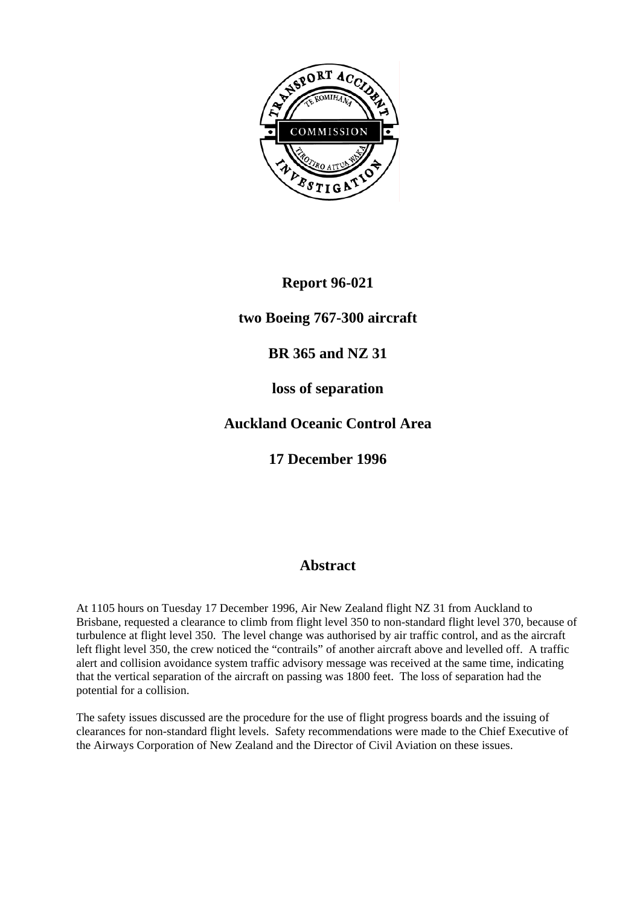**Report 96-021**

**two Boeing 767-300 aircraft**

**BR 365 and NZ 31**

**loss of separation**

**Auckland Oceanic Control Area**

**17 December 1996**

## Abstract

At 1105 hours on Tuesday 17 December 1996, Air New Zealand flight NZ 31 from Auckland to Brisbane, requested a clearance to climb from flight level 350 to non-standard flight level 370, because of turbulence at flight level 350. The level change was authorised by air traffic control, and as the aircraft left flight level 350, the crew noticed the "contrails" of another aircraft above and levelled off. A traffic alert and collision avoidance system traffic advisory message was received at the same time, indicating that the vertical separation of the aircraft on passing was 1800 feet. The loss of separation had the potential for a collision.

The safety issues discussed are the procedure for the use of flight progress boards and the issuing of clearances for non-standard flight levels. Safety recommendations were made to the Chief Executive of the Airways Corporation of New Zealand and the Director of Civil Aviation on these issues.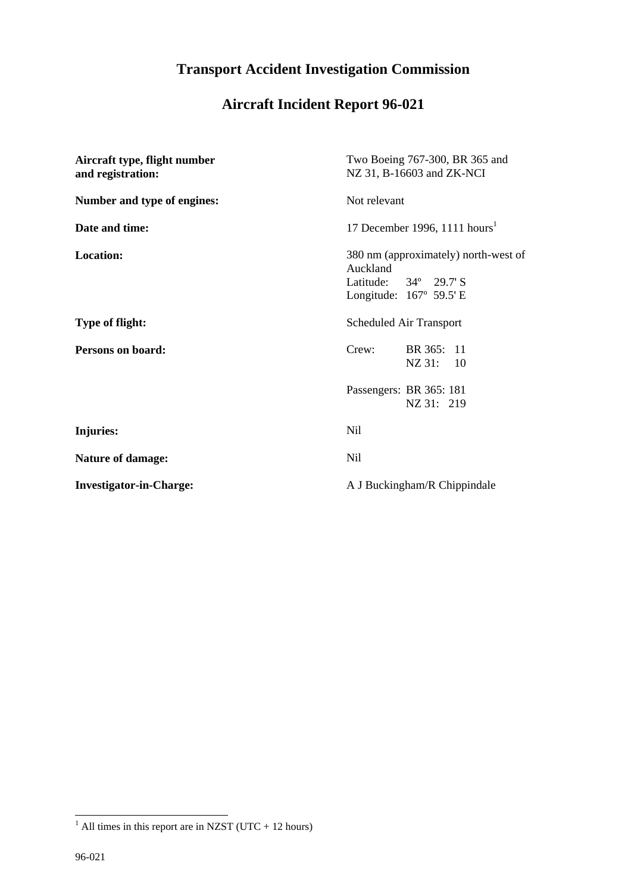# Transport Accident Investigation Commission

## Aircraft Incident Report 96-021

| | |
|---|---|
| **Aircraft type, flight number and registration:** | Two Boeing 767-300, BR 365 and NZ 31, B-16603 and ZK-NCI |
| **Number and type of engines:** | Not relevant |
| **Date and time:** | 17 December 1996, 1111 hours[1] |
| **Location:** | 380 nm (approximately) north-west of Auckland<br>Latitude: 34º 29.7' S<br>Longitude: 167º 59.5' E |
| **Type of flight:** | Scheduled Air Transport |
| **Persons on board:** | Crew: BR 365: 11<br>NZ 31: 10<br><br>Passengers: BR 365: 181<br>NZ 31: 219 |
| **Injuries:** | Nil |
| **Nature of damage:** | Nil |
| **Investigator-in-Charge:** | A J Buckingham/R Chippindale |

[1] All times in this report are in NZST (UTC + 12 hours)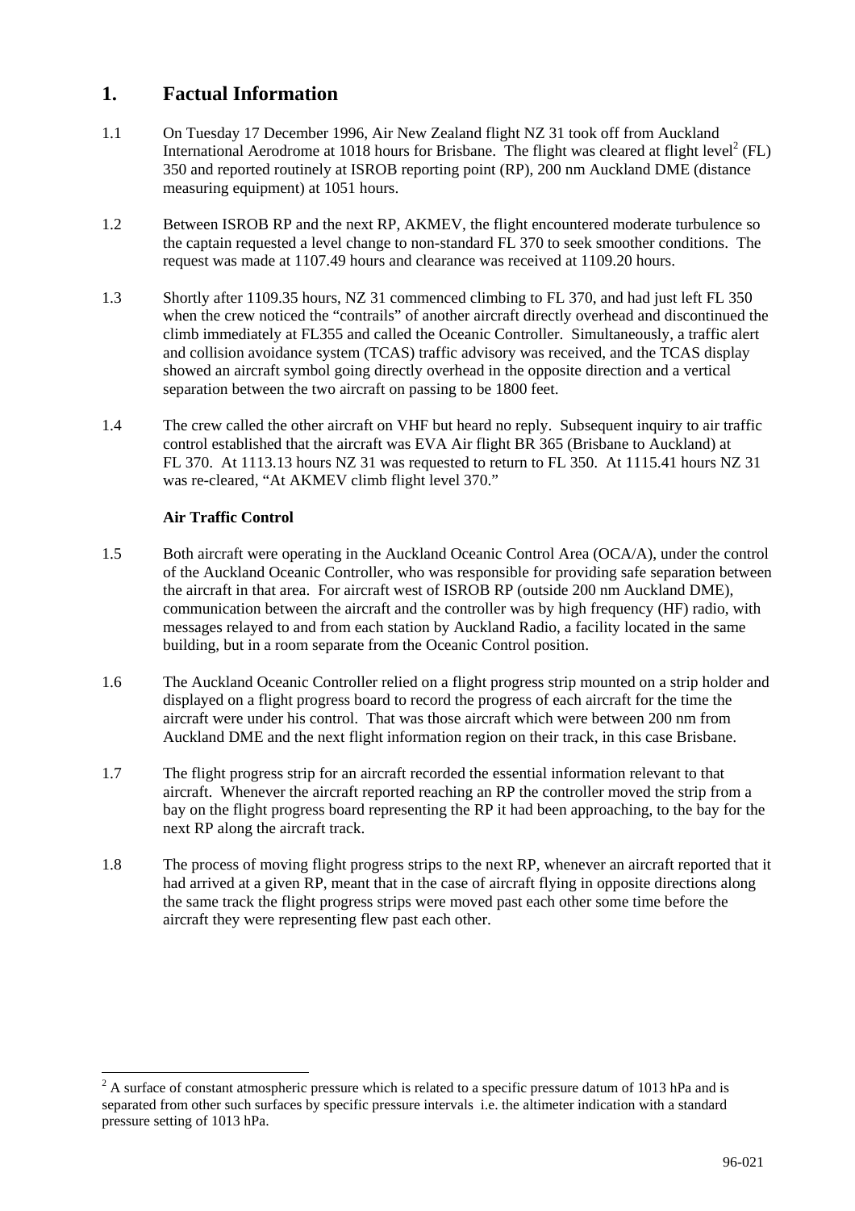# 1. Factual Information

1.1 On Tuesday 17 December 1996, Air New Zealand flight NZ 31 took off from Auckland International Aerodrome at 1018 hours for Brisbane. The flight was cleared at flight level[2] (FL) 350 and reported routinely at ISROB reporting point (RP), 200 nm Auckland DME (distance measuring equipment) at 1051 hours.

1.2 Between ISROB RP and the next RP, AKMEV, the flight encountered moderate turbulence so the captain requested a level change to non-standard FL 370 to seek smoother conditions. The request was made at 1107.49 hours and clearance was received at 1109.20 hours.

1.3 Shortly after 1109.35 hours, NZ 31 commenced climbing to FL 370, and had just left FL 350 when the crew noticed the "contrails" of another aircraft directly overhead and discontinued the climb immediately at FL355 and called the Oceanic Controller. Simultaneously, a traffic alert and collision avoidance system (TCAS) traffic advisory was received, and the TCAS display showed an aircraft symbol going directly overhead in the opposite direction and a vertical separation between the two aircraft on passing to be 1800 feet.

1.4 The crew called the other aircraft on VHF but heard no reply. Subsequent inquiry to air traffic control established that the aircraft was EVA Air flight BR 365 (Brisbane to Auckland) at FL 370. At 1113.13 hours NZ 31 was requested to return to FL 350. At 1115.41 hours NZ 31 was re-cleared, "At AKMEV climb flight level 370."

**Air Traffic Control**

1.5 Both aircraft were operating in the Auckland Oceanic Control Area (OCA/A), under the control of the Auckland Oceanic Controller, who was responsible for providing safe separation between the aircraft in that area. For aircraft west of ISROB RP (outside 200 nm Auckland DME), communication between the aircraft and the controller was by high frequency (HF) radio, with messages relayed to and from each station by Auckland Radio, a facility located in the same building, but in a room separate from the Oceanic Control position.

1.6 The Auckland Oceanic Controller relied on a flight progress strip mounted on a strip holder and displayed on a flight progress board to record the progress of each aircraft for the time the aircraft were under his control. That was those aircraft which were between 200 nm from Auckland DME and the next flight information region on their track, in this case Brisbane.

1.7 The flight progress strip for an aircraft recorded the essential information relevant to that aircraft. Whenever the aircraft reported reaching an RP the controller moved the strip from a bay on the flight progress board representing the RP it had been approaching, to the bay for the next RP along the aircraft track.

1.8 The process of moving flight progress strips to the next RP, whenever an aircraft reported that it had arrived at a given RP, meant that in the case of aircraft flying in opposite directions along the same track the flight progress strips were moved past each other some time before the aircraft they were representing flew past each other.

---

[2] A surface of constant atmospheric pressure which is related to a specific pressure datum of 1013 hPa and is separated from other such surfaces by specific pressure intervals i.e. the altimeter indication with a standard pressure setting of 1013 hPa.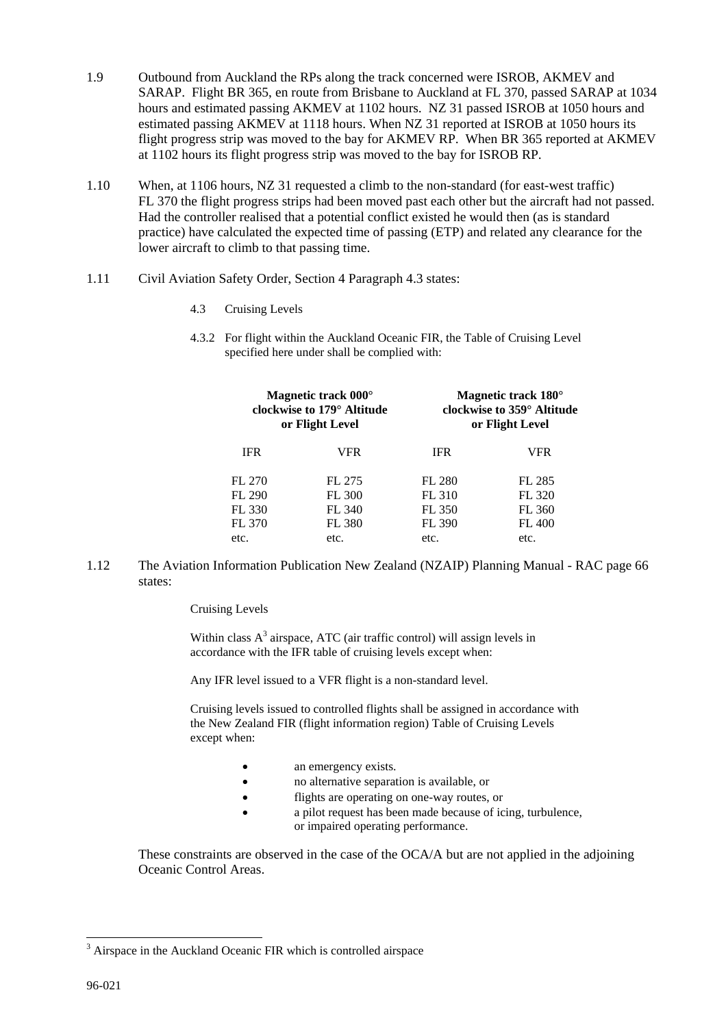1.9 Outbound from Auckland the RPs along the track concerned were ISROB, AKMEV and SARAP. Flight BR 365, en route from Brisbane to Auckland at FL 370, passed SARAP at 1034 hours and estimated passing AKMEV at 1102 hours. NZ 31 passed ISROB at 1050 hours and estimated passing AKMEV at 1118 hours. When NZ 31 reported at ISROB at 1050 hours its flight progress strip was moved to the bay for AKMEV RP. When BR 365 reported at AKMEV at 1102 hours its flight progress strip was moved to the bay for ISROB RP.

1.10 When, at 1106 hours, NZ 31 requested a climb to the non-standard (for east-west traffic) FL 370 the flight progress strips had been moved past each other but the aircraft had not passed. Had the controller realised that a potential conflict existed he would then (as is standard practice) have calculated the expected time of passing (ETP) and related any clearance for the lower aircraft to climb to that passing time.

1.11 Civil Aviation Safety Order, Section 4 Paragraph 4.3 states:

> 4.3 Cruising Levels
>
> 4.3.2 For flight within the Auckland Oceanic FIR, the Table of Cruising Level specified here under shall be complied with:

| Magnetic track 000° clockwise to 179° Altitude or Flight Level | | Magnetic track 180° clockwise to 359° Altitude or Flight Level | |
|---|---|---|---|
| IFR | VFR | IFR | VFR |
| FL 270 | FL 275 | FL 280 | FL 285 |
| FL 290 | FL 300 | FL 310 | FL 320 |
| FL 330 | FL 340 | FL 350 | FL 360 |
| FL 370 | FL 380 | FL 390 | FL 400 |
| etc. | etc. | etc. | etc. |

1.12 The Aviation Information Publication New Zealand (NZAIP) Planning Manual - RAC page 66 states:

> Cruising Levels
>
> Within class A[3] airspace, ATC (air traffic control) will assign levels in accordance with the IFR table of cruising levels except when:
>
> Any IFR level issued to a VFR flight is a non-standard level.
>
> Cruising levels issued to controlled flights shall be assigned in accordance with the New Zealand FIR (flight information region) Table of Cruising Levels except when:
>
> - an emergency exists.
> - no alternative separation is available, or
> - flights are operating on one-way routes, or
> - a pilot request has been made because of icing, turbulence, or impaired operating performance.

These constraints are observed in the case of the OCA/A but are not applied in the adjoining Oceanic Control Areas.

[3] Airspace in the Auckland Oceanic FIR which is controlled airspace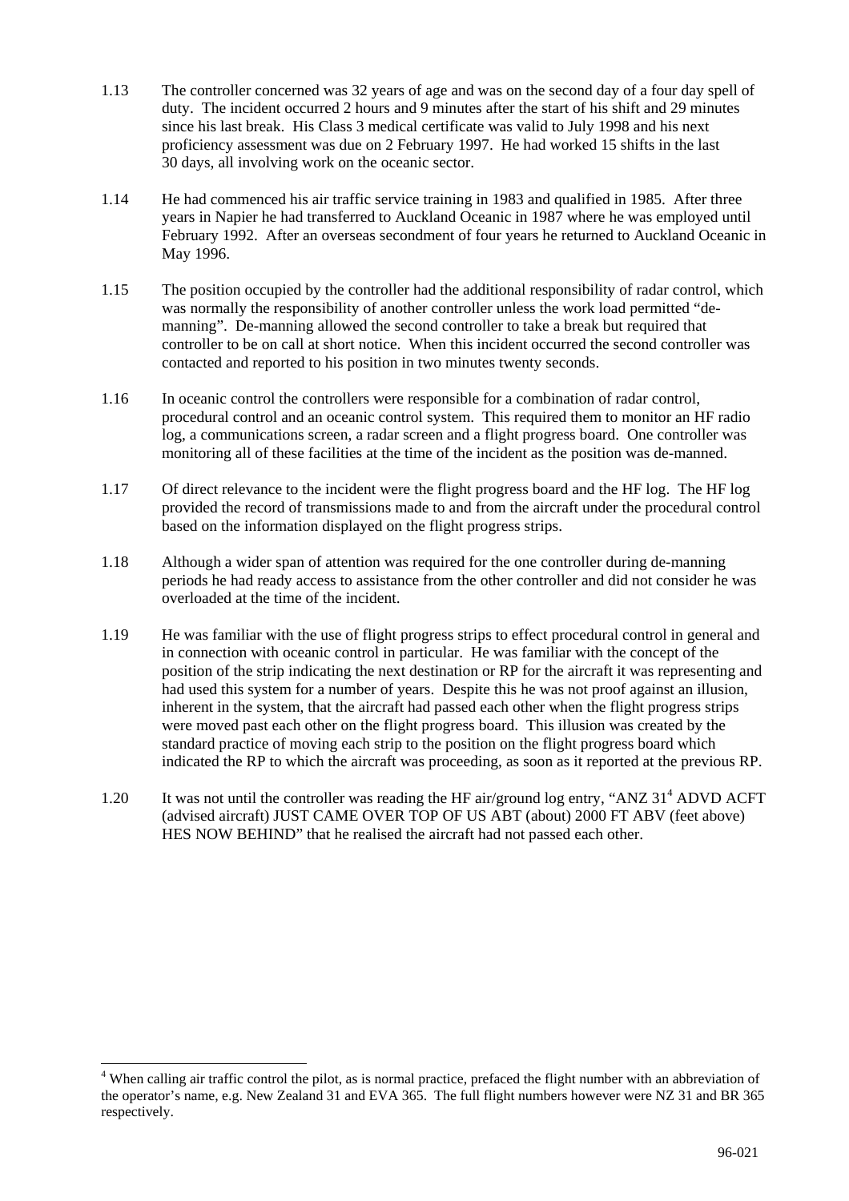1.13 The controller concerned was 32 years of age and was on the second day of a four day spell of duty. The incident occurred 2 hours and 9 minutes after the start of his shift and 29 minutes since his last break. His Class 3 medical certificate was valid to July 1998 and his next proficiency assessment was due on 2 February 1997. He had worked 15 shifts in the last 30 days, all involving work on the oceanic sector.

1.14 He had commenced his air traffic service training in 1983 and qualified in 1985. After three years in Napier he had transferred to Auckland Oceanic in 1987 where he was employed until February 1992. After an overseas secondment of four years he returned to Auckland Oceanic in May 1996.

1.15 The position occupied by the controller had the additional responsibility of radar control, which was normally the responsibility of another controller unless the work load permitted "de-manning". De-manning allowed the second controller to take a break but required that controller to be on call at short notice. When this incident occurred the second controller was contacted and reported to his position in two minutes twenty seconds.

1.16 In oceanic control the controllers were responsible for a combination of radar control, procedural control and an oceanic control system. This required them to monitor an HF radio log, a communications screen, a radar screen and a flight progress board. One controller was monitoring all of these facilities at the time of the incident as the position was de-manned.

1.17 Of direct relevance to the incident were the flight progress board and the HF log. The HF log provided the record of transmissions made to and from the aircraft under the procedural control based on the information displayed on the flight progress strips.

1.18 Although a wider span of attention was required for the one controller during de-manning periods he had ready access to assistance from the other controller and did not consider he was overloaded at the time of the incident.

1.19 He was familiar with the use of flight progress strips to effect procedural control in general and in connection with oceanic control in particular. He was familiar with the concept of the position of the strip indicating the next destination or RP for the aircraft it was representing and had used this system for a number of years. Despite this he was not proof against an illusion, inherent in the system, that the aircraft had passed each other when the flight progress strips were moved past each other on the flight progress board. This illusion was created by the standard practice of moving each strip to the position on the flight progress board which indicated the RP to which the aircraft was proceeding, as soon as it reported at the previous RP.

1.20 It was not until the controller was reading the HF air/ground log entry, "ANZ 31[4] ADVD ACFT (advised aircraft) JUST CAME OVER TOP OF US ABT (about) 2000 FT ABV (feet above) HES NOW BEHIND" that he realised the aircraft had not passed each other.

---

[4] When calling air traffic control the pilot, as is normal practice, prefaced the flight number with an abbreviation of the operator's name, e.g. New Zealand 31 and EVA 365. The full flight numbers however were NZ 31 and BR 365 respectively.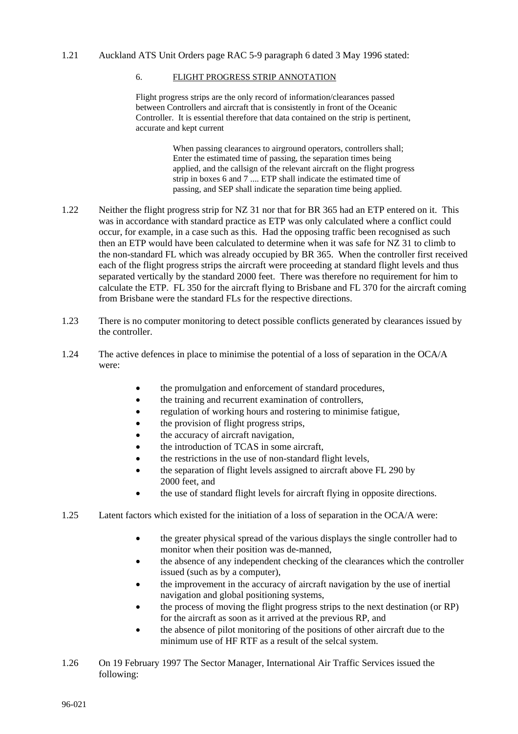1.21 Auckland ATS Unit Orders page RAC 5-9 paragraph 6 dated 3 May 1996 stated:

> 6. <u>FLIGHT PROGRESS STRIP ANNOTATION</u>
>
> Flight progress strips are the only record of information/clearances passed between Controllers and aircraft that is consistently in front of the Oceanic Controller. It is essential therefore that data contained on the strip is pertinent, accurate and kept current
>
> > When passing clearances to airground operators, controllers shall; Enter the estimated time of passing, the separation times being applied, and the callsign of the relevant aircraft on the flight progress strip in boxes 6 and 7 .... ETP shall indicate the estimated time of passing, and SEP shall indicate the separation time being applied.

1.22 Neither the flight progress strip for NZ 31 nor that for BR 365 had an ETP entered on it. This was in accordance with standard practice as ETP was only calculated where a conflict could occur, for example, in a case such as this. Had the opposing traffic been recognised as such then an ETP would have been calculated to determine when it was safe for NZ 31 to climb to the non-standard FL which was already occupied by BR 365. When the controller first received each of the flight progress strips the aircraft were proceeding at standard flight levels and thus separated vertically by the standard 2000 feet. There was therefore no requirement for him to calculate the ETP. FL 350 for the aircraft flying to Brisbane and FL 370 for the aircraft coming from Brisbane were the standard FLs for the respective directions.

1.23 There is no computer monitoring to detect possible conflicts generated by clearances issued by the controller.

1.24 The active defences in place to minimise the potential of a loss of separation in the OCA/A were:

- the promulgation and enforcement of standard procedures,
- the training and recurrent examination of controllers,
- regulation of working hours and rostering to minimise fatigue,
- the provision of flight progress strips,
- the accuracy of aircraft navigation,
- the introduction of TCAS in some aircraft,
- the restrictions in the use of non-standard flight levels,
- the separation of flight levels assigned to aircraft above FL 290 by 2000 feet, and
- the use of standard flight levels for aircraft flying in opposite directions.

1.25 Latent factors which existed for the initiation of a loss of separation in the OCA/A were:

- the greater physical spread of the various displays the single controller had to monitor when their position was de-manned,
- the absence of any independent checking of the clearances which the controller issued (such as by a computer),
- the improvement in the accuracy of aircraft navigation by the use of inertial navigation and global positioning systems,
- the process of moving the flight progress strips to the next destination (or RP) for the aircraft as soon as it arrived at the previous RP, and
- the absence of pilot monitoring of the positions of other aircraft due to the minimum use of HF RTF as a result of the selcal system.

1.26 On 19 February 1997 The Sector Manager, International Air Traffic Services issued the following: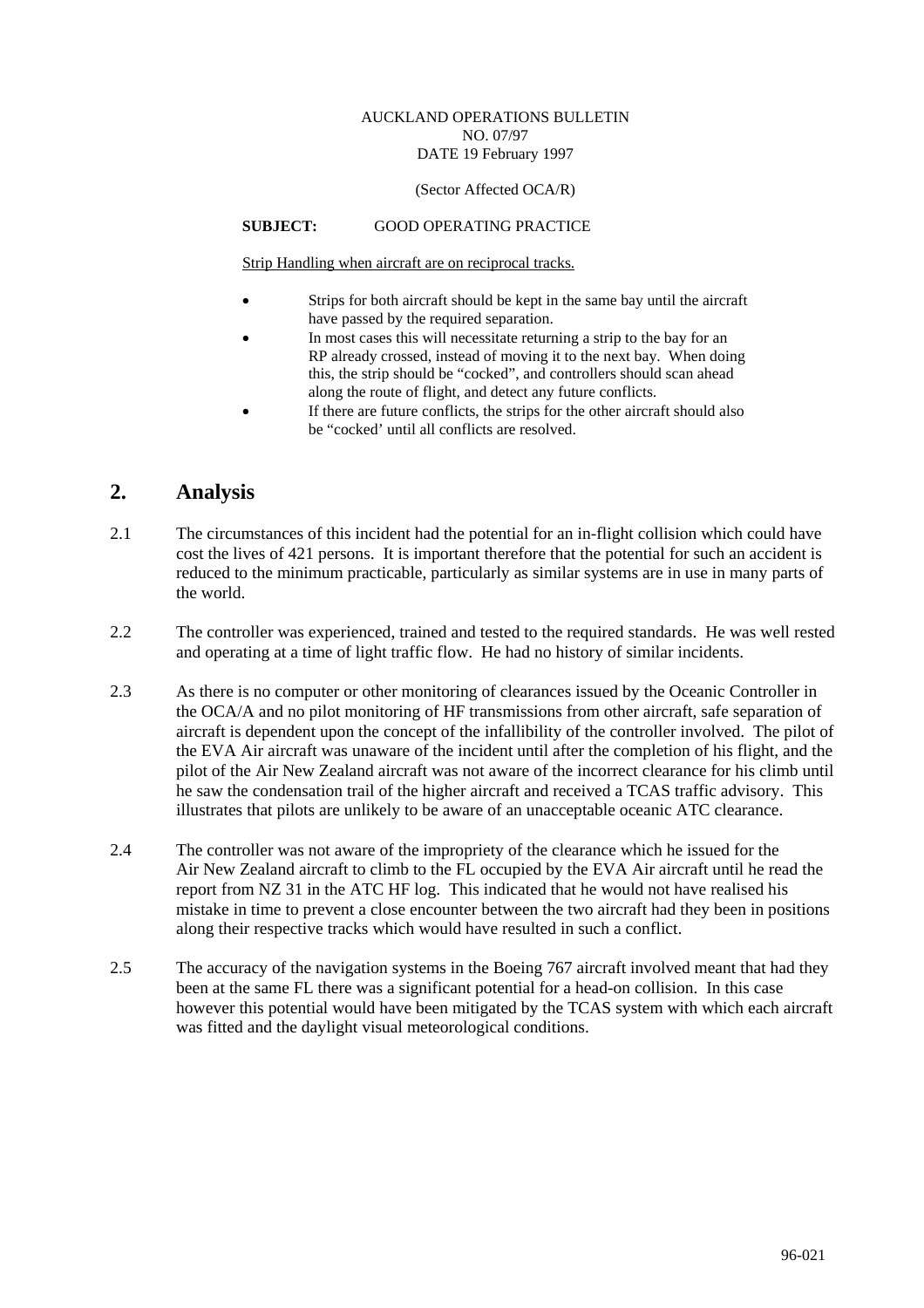AUCKLAND OPERATIONS BULLETIN
NO. 07/97
DATE 19 February 1997

(Sector Affected OCA/R)

**SUBJECT:** GOOD OPERATING PRACTICE

Strip Handling when aircraft are on reciprocal tracks.

- Strips for both aircraft should be kept in the same bay until the aircraft have passed by the required separation.
- In most cases this will necessitate returning a strip to the bay for an RP already crossed, instead of moving it to the next bay. When doing this, the strip should be "cocked", and controllers should scan ahead along the route of flight, and detect any future conflicts.
- If there are future conflicts, the strips for the other aircraft should also be "cocked' until all conflicts are resolved.

## 2. Analysis

2.1 The circumstances of this incident had the potential for an in-flight collision which could have cost the lives of 421 persons. It is important therefore that the potential for such an accident is reduced to the minimum practicable, particularly as similar systems are in use in many parts of the world.

2.2 The controller was experienced, trained and tested to the required standards. He was well rested and operating at a time of light traffic flow. He had no history of similar incidents.

2.3 As there is no computer or other monitoring of clearances issued by the Oceanic Controller in the OCA/A and no pilot monitoring of HF transmissions from other aircraft, safe separation of aircraft is dependent upon the concept of the infallibility of the controller involved. The pilot of the EVA Air aircraft was unaware of the incident until after the completion of his flight, and the pilot of the Air New Zealand aircraft was not aware of the incorrect clearance for his climb until he saw the condensation trail of the higher aircraft and received a TCAS traffic advisory. This illustrates that pilots are unlikely to be aware of an unacceptable oceanic ATC clearance.

2.4 The controller was not aware of the impropriety of the clearance which he issued for the Air New Zealand aircraft to climb to the FL occupied by the EVA Air aircraft until he read the report from NZ 31 in the ATC HF log. This indicated that he would not have realised his mistake in time to prevent a close encounter between the two aircraft had they been in positions along their respective tracks which would have resulted in such a conflict.

2.5 The accuracy of the navigation systems in the Boeing 767 aircraft involved meant that had they been at the same FL there was a significant potential for a head-on collision. In this case however this potential would have been mitigated by the TCAS system with which each aircraft was fitted and the daylight visual meteorological conditions.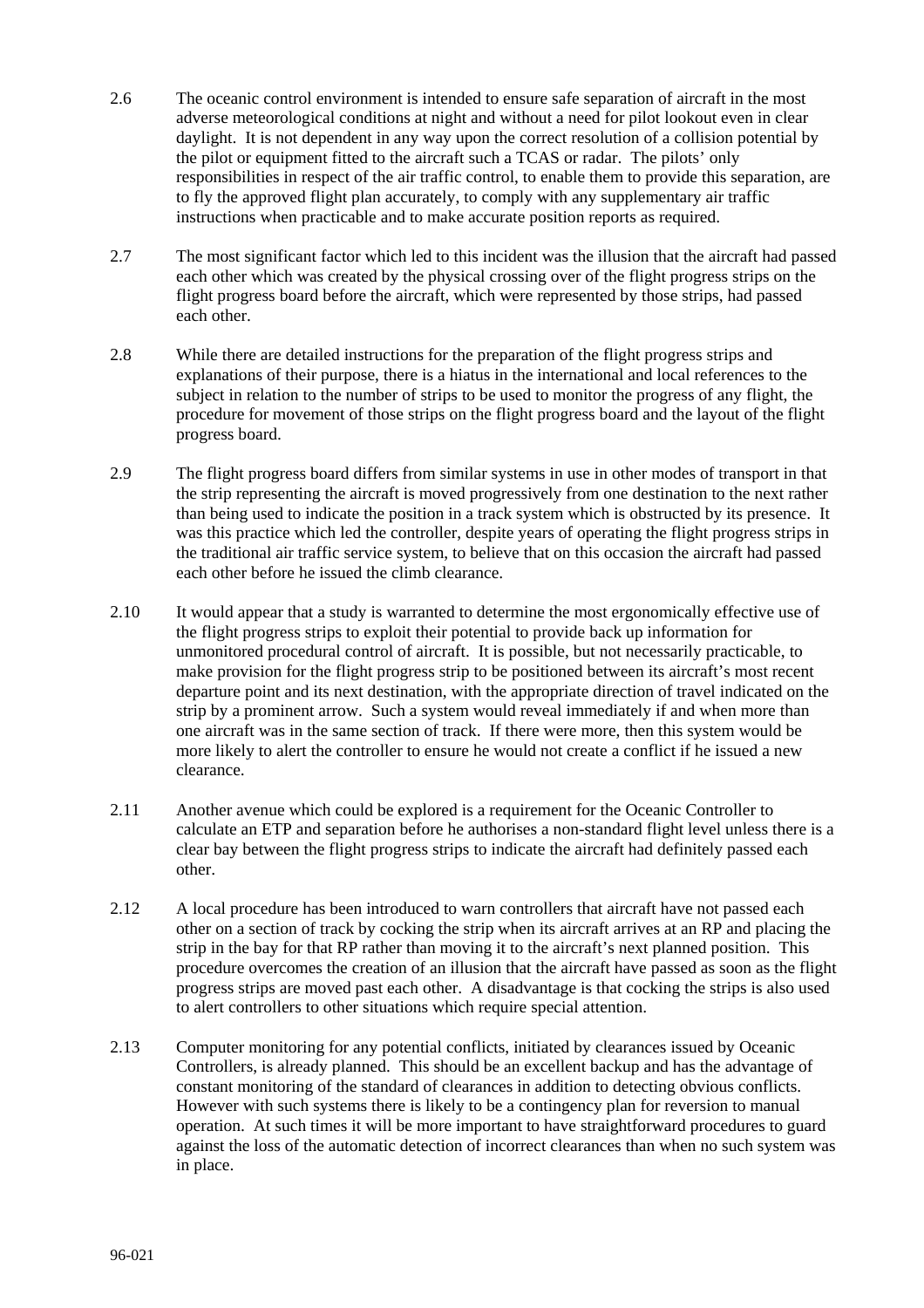2.6 The oceanic control environment is intended to ensure safe separation of aircraft in the most adverse meteorological conditions at night and without a need for pilot lookout even in clear daylight. It is not dependent in any way upon the correct resolution of a collision potential by the pilot or equipment fitted to the aircraft such a TCAS or radar. The pilots' only responsibilities in respect of the air traffic control, to enable them to provide this separation, are to fly the approved flight plan accurately, to comply with any supplementary air traffic instructions when practicable and to make accurate position reports as required.

2.7 The most significant factor which led to this incident was the illusion that the aircraft had passed each other which was created by the physical crossing over of the flight progress strips on the flight progress board before the aircraft, which were represented by those strips, had passed each other.

2.8 While there are detailed instructions for the preparation of the flight progress strips and explanations of their purpose, there is a hiatus in the international and local references to the subject in relation to the number of strips to be used to monitor the progress of any flight, the procedure for movement of those strips on the flight progress board and the layout of the flight progress board.

2.9 The flight progress board differs from similar systems in use in other modes of transport in that the strip representing the aircraft is moved progressively from one destination to the next rather than being used to indicate the position in a track system which is obstructed by its presence. It was this practice which led the controller, despite years of operating the flight progress strips in the traditional air traffic service system, to believe that on this occasion the aircraft had passed each other before he issued the climb clearance.

2.10 It would appear that a study is warranted to determine the most ergonomically effective use of the flight progress strips to exploit their potential to provide back up information for unmonitored procedural control of aircraft. It is possible, but not necessarily practicable, to make provision for the flight progress strip to be positioned between its aircraft's most recent departure point and its next destination, with the appropriate direction of travel indicated on the strip by a prominent arrow. Such a system would reveal immediately if and when more than one aircraft was in the same section of track. If there were more, then this system would be more likely to alert the controller to ensure he would not create a conflict if he issued a new clearance.

2.11 Another avenue which could be explored is a requirement for the Oceanic Controller to calculate an ETP and separation before he authorises a non-standard flight level unless there is a clear bay between the flight progress strips to indicate the aircraft had definitely passed each other.

2.12 A local procedure has been introduced to warn controllers that aircraft have not passed each other on a section of track by cocking the strip when its aircraft arrives at an RP and placing the strip in the bay for that RP rather than moving it to the aircraft's next planned position. This procedure overcomes the creation of an illusion that the aircraft have passed as soon as the flight progress strips are moved past each other. A disadvantage is that cocking the strips is also used to alert controllers to other situations which require special attention.

2.13 Computer monitoring for any potential conflicts, initiated by clearances issued by Oceanic Controllers, is already planned. This should be an excellent backup and has the advantage of constant monitoring of the standard of clearances in addition to detecting obvious conflicts. However with such systems there is likely to be a contingency plan for reversion to manual operation. At such times it will be more important to have straightforward procedures to guard against the loss of the automatic detection of incorrect clearances than when no such system was in place.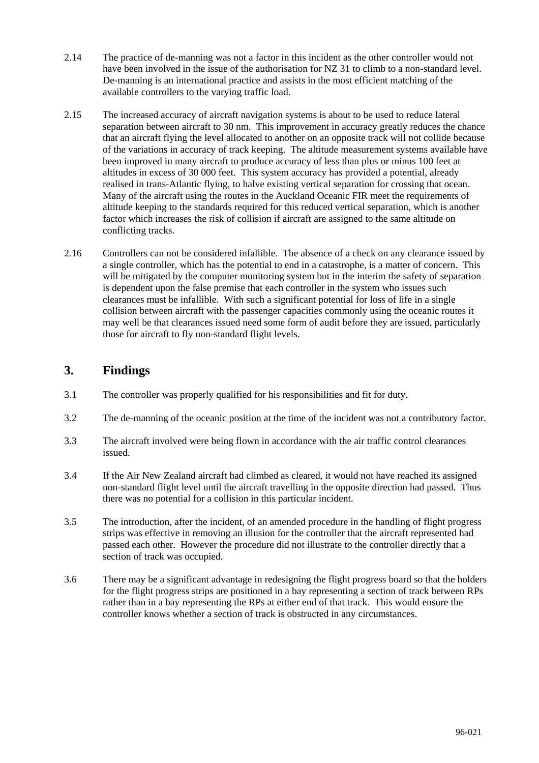2.14 The practice of de-manning was not a factor in this incident as the other controller would not have been involved in the issue of the authorisation for NZ 31 to climb to a non-standard level. De-manning is an international practice and assists in the most efficient matching of the available controllers to the varying traffic load.

2.15 The increased accuracy of aircraft navigation systems is about to be used to reduce lateral separation between aircraft to 30 nm. This improvement in accuracy greatly reduces the chance that an aircraft flying the level allocated to another on an opposite track will not collide because of the variations in accuracy of track keeping. The altitude measurement systems available have been improved in many aircraft to produce accuracy of less than plus or minus 100 feet at altitudes in excess of 30 000 feet. This system accuracy has provided a potential, already realised in trans-Atlantic flying, to halve existing vertical separation for crossing that ocean. Many of the aircraft using the routes in the Auckland Oceanic FIR meet the requirements of altitude keeping to the standards required for this reduced vertical separation, which is another factor which increases the risk of collision if aircraft are assigned to the same altitude on conflicting tracks.

2.16 Controllers can not be considered infallible. The absence of a check on any clearance issued by a single controller, which has the potential to end in a catastrophe, is a matter of concern. This will be mitigated by the computer monitoring system but in the interim the safety of separation is dependent upon the false premise that each controller in the system who issues such clearances must be infallible. With such a significant potential for loss of life in a single collision between aircraft with the passenger capacities commonly using the oceanic routes it may well be that clearances issued need some form of audit before they are issued, particularly those for aircraft to fly non-standard flight levels.

## 3. Findings

3.1 The controller was properly qualified for his responsibilities and fit for duty.

3.2 The de-manning of the oceanic position at the time of the incident was not a contributory factor.

3.3 The aircraft involved were being flown in accordance with the air traffic control clearances issued.

3.4 If the Air New Zealand aircraft had climbed as cleared, it would not have reached its assigned non-standard flight level until the aircraft travelling in the opposite direction had passed. Thus there was no potential for a collision in this particular incident.

3.5 The introduction, after the incident, of an amended procedure in the handling of flight progress strips was effective in removing an illusion for the controller that the aircraft represented had passed each other. However the procedure did not illustrate to the controller directly that a section of track was occupied.

3.6 There may be a significant advantage in redesigning the flight progress board so that the holders for the flight progress strips are positioned in a bay representing a section of track between RPs rather than in a bay representing the RPs at either end of that track. This would ensure the controller knows whether a section of track is obstructed in any circumstances.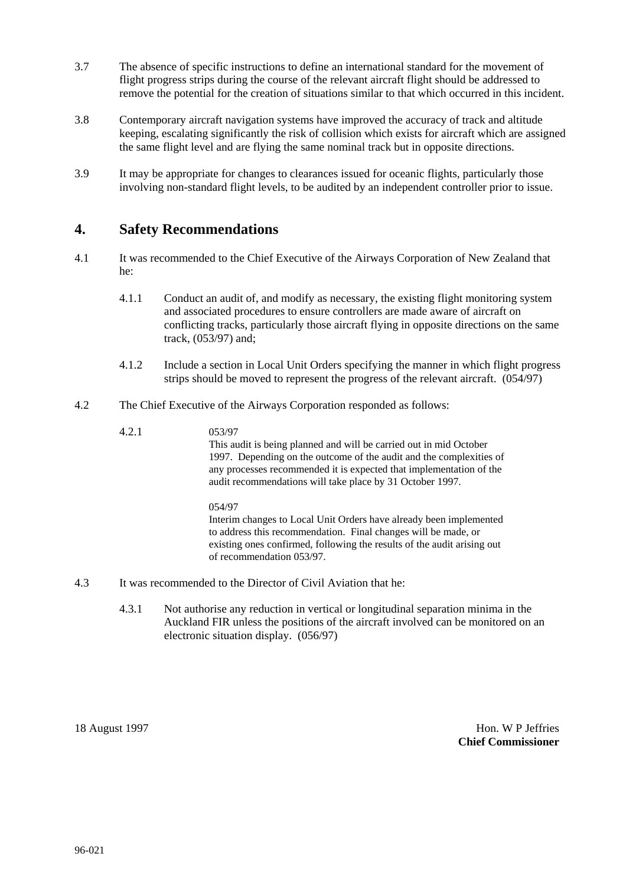3.7 The absence of specific instructions to define an international standard for the movement of flight progress strips during the course of the relevant aircraft flight should be addressed to remove the potential for the creation of situations similar to that which occurred in this incident.

3.8 Contemporary aircraft navigation systems have improved the accuracy of track and altitude keeping, escalating significantly the risk of collision which exists for aircraft which are assigned the same flight level and are flying the same nominal track but in opposite directions.

3.9 It may be appropriate for changes to clearances issued for oceanic flights, particularly those involving non-standard flight levels, to be audited by an independent controller prior to issue.

## 4. Safety Recommendations

4.1 It was recommended to the Chief Executive of the Airways Corporation of New Zealand that he:

4.1.1 Conduct an audit of, and modify as necessary, the existing flight monitoring system and associated procedures to ensure controllers are made aware of aircraft on conflicting tracks, particularly those aircraft flying in opposite directions on the same track, (053/97) and;

4.1.2 Include a section in Local Unit Orders specifying the manner in which flight progress strips should be moved to represent the progress of the relevant aircraft. (054/97)

4.2 The Chief Executive of the Airways Corporation responded as follows:

4.2.1 053/97
This audit is being planned and will be carried out in mid October 1997. Depending on the outcome of the audit and the complexities of any processes recommended it is expected that implementation of the audit recommendations will take place by 31 October 1997.

054/97
Interim changes to Local Unit Orders have already been implemented to address this recommendation. Final changes will be made, or existing ones confirmed, following the results of the audit arising out of recommendation 053/97.

4.3 It was recommended to the Director of Civil Aviation that he:

4.3.1 Not authorise any reduction in vertical or longitudinal separation minima in the Auckland FIR unless the positions of the aircraft involved can be monitored on an electronic situation display. (056/97)

18 August 1997

Hon. W P Jeffries
**Chief Commissioner**